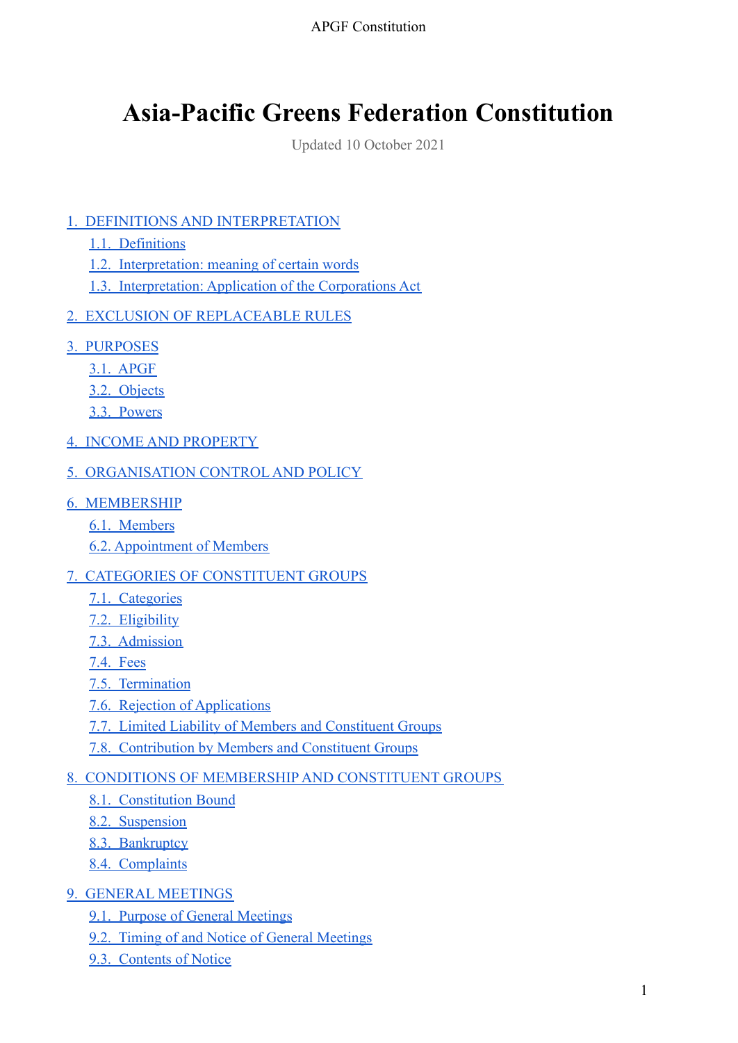# Asia-Pacific Greens Federation Constitution

Updated 10 October 2021

- 1. DEFINITIONS AND INTERPRETATION
  - 1.1. Definitions
  - 1.2. Interpretation: meaning of certain words
  - 1.3. Interpretation: Application of the Corporations Act
- 2. EXCLUSION OF REPLACEABLE RULES
- 3. PURPOSES
  - 3.1. APGF
  - 3.2. Objects
  - 3.3. Powers
- 4. INCOME AND PROPERTY
- 5. ORGANISATION CONTROL AND POLICY
- 6. MEMBERSHIP
  - 6.1. Members
  - 6.2. Appointment of Members
- 7. CATEGORIES OF CONSTITUENT GROUPS
  - 7.1. Categories
  - 7.2. Eligibility
  - 7.3. Admission
  - 7.4. Fees
  - 7.5. Termination
  - 7.6. Rejection of Applications
  - 7.7. Limited Liability of Members and Constituent Groups
  - 7.8. Contribution by Members and Constituent Groups
- 8. CONDITIONS OF MEMBERSHIP AND CONSTITUENT GROUPS
  - 8.1. Constitution Bound
  - 8.2. Suspension
  - 8.3. Bankruptcy
  - 8.4. Complaints
- 9. GENERAL MEETINGS
  - 9.1. Purpose of General Meetings
  - 9.2. Timing of and Notice of General Meetings
  - 9.3. Contents of Notice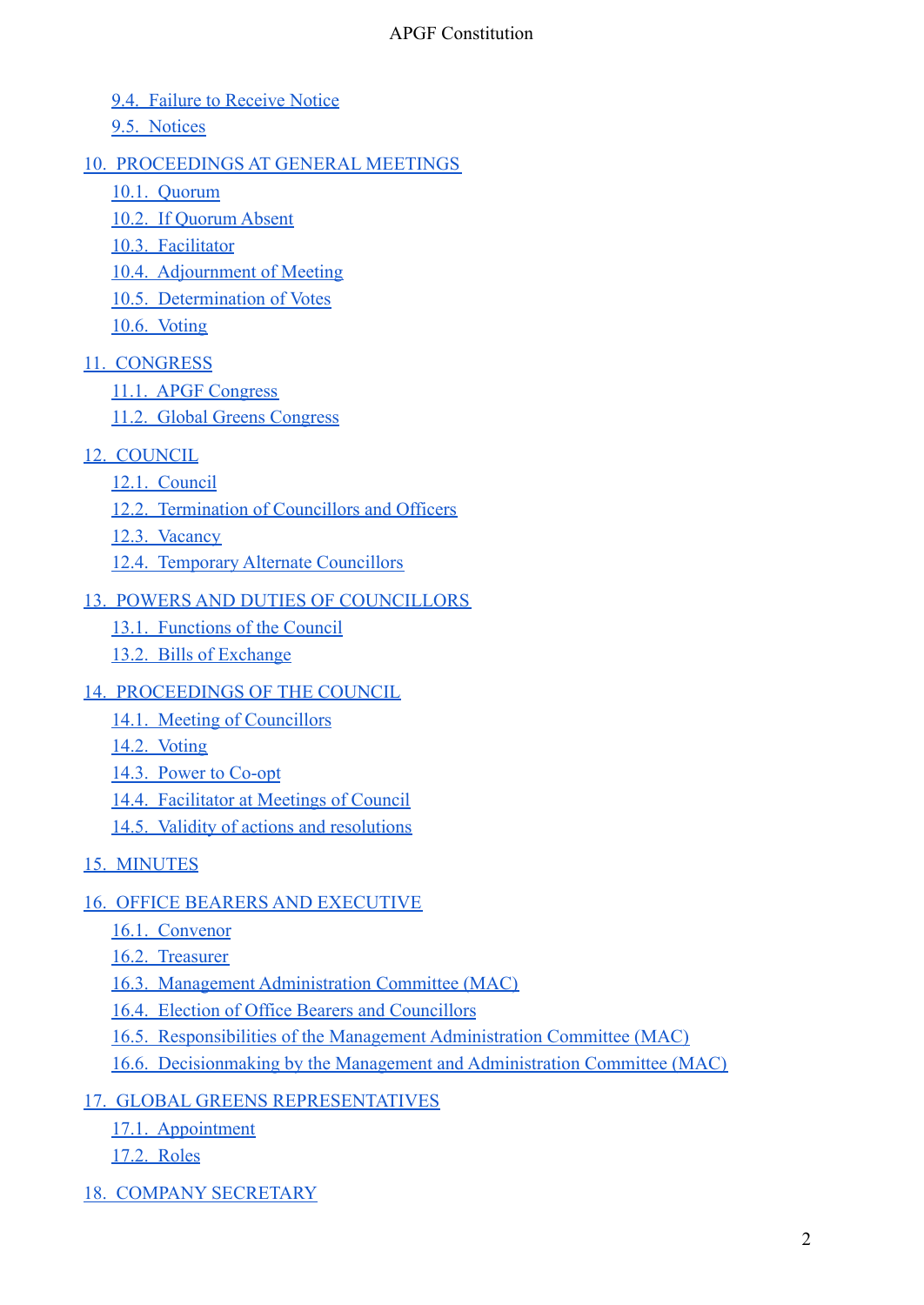- 9.4. Failure to Receive Notice
- 9.5. Notices

10. PROCEEDINGS AT GENERAL MEETINGS
- 10.1. Quorum
- 10.2. If Quorum Absent
- 10.3. Facilitator
- 10.4. Adjournment of Meeting
- 10.5. Determination of Votes
- 10.6. Voting

11. CONGRESS
- 11.1. APGF Congress
- 11.2. Global Greens Congress

12. COUNCIL
- 12.1. Council
- 12.2. Termination of Councillors and Officers
- 12.3. Vacancy
- 12.4. Temporary Alternate Councillors

13. POWERS AND DUTIES OF COUNCILLORS
- 13.1. Functions of the Council
- 13.2. Bills of Exchange

14. PROCEEDINGS OF THE COUNCIL
- 14.1. Meeting of Councillors
- 14.2. Voting
- 14.3. Power to Co-opt
- 14.4. Facilitator at Meetings of Council
- 14.5. Validity of actions and resolutions

15. MINUTES

16. OFFICE BEARERS AND EXECUTIVE
- 16.1. Convenor
- 16.2. Treasurer
- 16.3. Management Administration Committee (MAC)
- 16.4. Election of Office Bearers and Councillors
- 16.5. Responsibilities of the Management Administration Committee (MAC)
- 16.6. Decisionmaking by the Management and Administration Committee (MAC)

17. GLOBAL GREENS REPRESENTATIVES
- 17.1. Appointment
- 17.2. Roles

18. COMPANY SECRETARY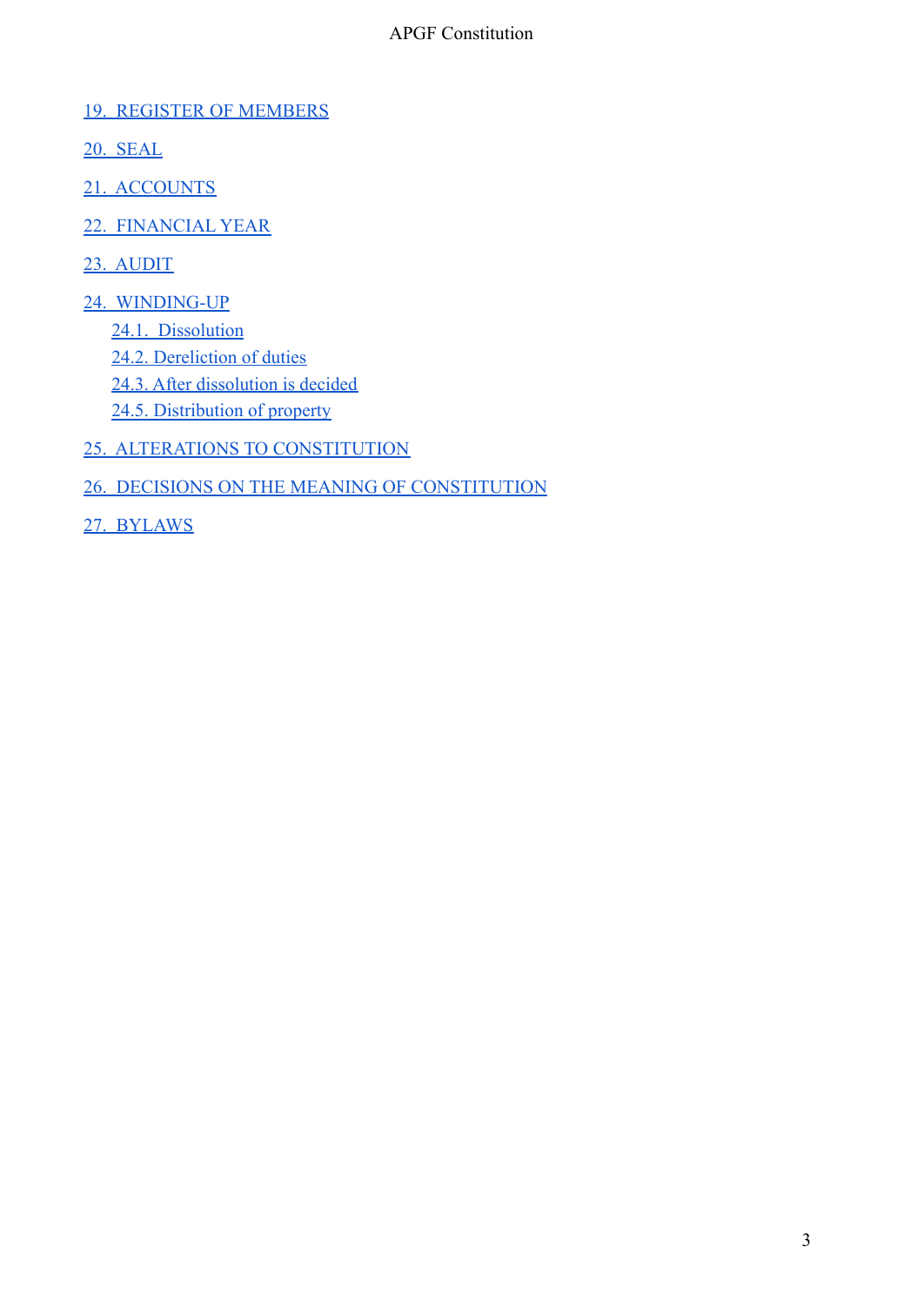19. REGISTER OF MEMBERS

20. SEAL

21. ACCOUNTS

22. FINANCIAL YEAR

23. AUDIT

24. WINDING-UP

- 24.1. Dissolution
- 24.2. Dereliction of duties
- 24.3. After dissolution is decided
- 24.5. Distribution of property

25. ALTERATIONS TO CONSTITUTION

26. DECISIONS ON THE MEANING OF CONSTITUTION

27. BYLAWS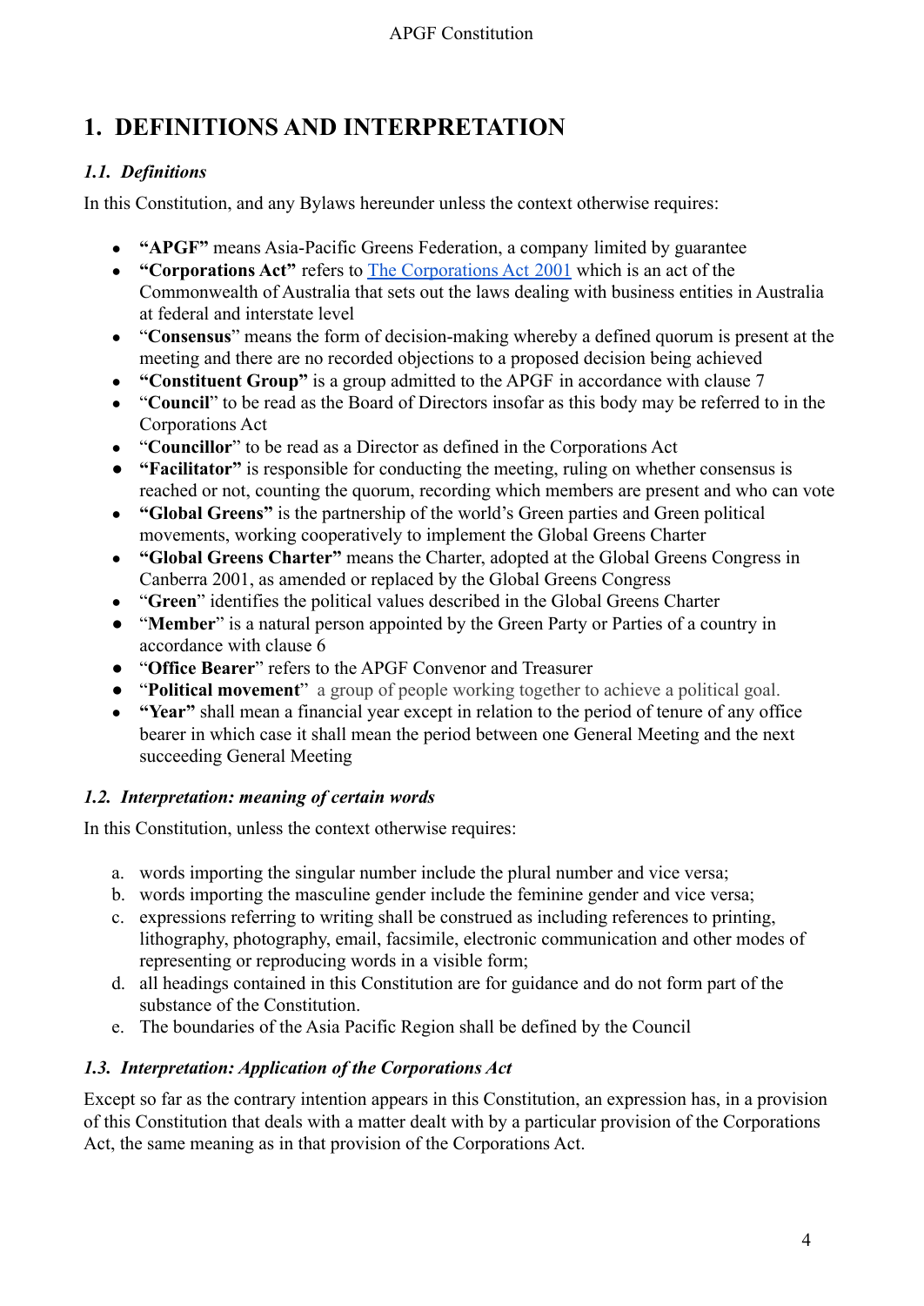# 1. DEFINITIONS AND INTERPRETATION

### *1.1. Definitions*

In this Constitution, and any Bylaws hereunder unless the context otherwise requires:

- **"APGF"** means Asia-Pacific Greens Federation, a company limited by guarantee
- **"Corporations Act"** refers to [The Corporations Act 2001]() which is an act of the Commonwealth of Australia that sets out the laws dealing with business entities in Australia at federal and interstate level
- "**Consensus**" means the form of decision-making whereby a defined quorum is present at the meeting and there are no recorded objections to a proposed decision being achieved
- **"Constituent Group"** is a group admitted to the APGF in accordance with clause 7
- "**Council**" to be read as the Board of Directors insofar as this body may be referred to in the Corporations Act
- "**Councillor**" to be read as a Director as defined in the Corporations Act
- **"Facilitator"** is responsible for conducting the meeting, ruling on whether consensus is reached or not, counting the quorum, recording which members are present and who can vote
- **"Global Greens"** is the partnership of the world's Green parties and Green political movements, working cooperatively to implement the Global Greens Charter
- **"Global Greens Charter"** means the Charter, adopted at the Global Greens Congress in Canberra 2001, as amended or replaced by the Global Greens Congress
- "**Green**" identifies the political values described in the Global Greens Charter
- "**Member**" is a natural person appointed by the Green Party or Parties of a country in accordance with clause 6
- "**Office Bearer**" refers to the APGF Convenor and Treasurer
- "**Political movement**" a group of people working together to achieve a political goal.
- **"Year"** shall mean a financial year except in relation to the period of tenure of any office bearer in which case it shall mean the period between one General Meeting and the next succeeding General Meeting

### *1.2. Interpretation: meaning of certain words*

In this Constitution, unless the context otherwise requires:

a. words importing the singular number include the plural number and vice versa;
b. words importing the masculine gender include the feminine gender and vice versa;
c. expressions referring to writing shall be construed as including references to printing, lithography, photography, email, facsimile, electronic communication and other modes of representing or reproducing words in a visible form;
d. all headings contained in this Constitution are for guidance and do not form part of the substance of the Constitution.
e. The boundaries of the Asia Pacific Region shall be defined by the Council

### *1.3. Interpretation: Application of the Corporations Act*

Except so far as the contrary intention appears in this Constitution, an expression has, in a provision of this Constitution that deals with a matter dealt with by a particular provision of the Corporations Act, the same meaning as in that provision of the Corporations Act.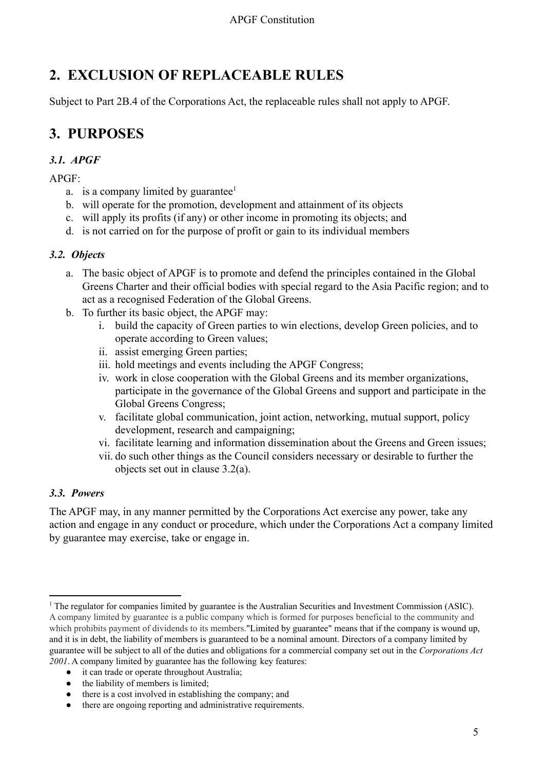## 2. EXCLUSION OF REPLACEABLE RULES

Subject to Part 2B.4 of the Corporations Act, the replaceable rules shall not apply to APGF.

## 3. PURPOSES

### *3.1. APGF*

APGF:

a. is a company limited by guarantee[1]
b. will operate for the promotion, development and attainment of its objects
c. will apply its profits (if any) or other income in promoting its objects; and
d. is not carried on for the purpose of profit or gain to its individual members

### *3.2. Objects*

a. The basic object of APGF is to promote and defend the principles contained in the Global Greens Charter and their official bodies with special regard to the Asia Pacific region; and to act as a recognised Federation of the Global Greens.
b. To further its basic object, the APGF may:
    i. build the capacity of Green parties to win elections, develop Green policies, and to operate according to Green values;
    ii. assist emerging Green parties;
    iii. hold meetings and events including the APGF Congress;
    iv. work in close cooperation with the Global Greens and its member organizations, participate in the governance of the Global Greens and support and participate in the Global Greens Congress;
    v. facilitate global communication, joint action, networking, mutual support, policy development, research and campaigning;
    vi. facilitate learning and information dissemination about the Greens and Green issues;
    vii. do such other things as the Council considers necessary or desirable to further the objects set out in clause 3.2(a).

### *3.3. Powers*

The APGF may, in any manner permitted by the Corporations Act exercise any power, take any action and engage in any conduct or procedure, which under the Corporations Act a company limited by guarantee may exercise, take or engage in.

---

[1] The regulator for companies limited by guarantee is the Australian Securities and Investment Commission (ASIC). A company limited by guarantee is a public company which is formed for purposes beneficial to the community and which prohibits payment of dividends to its members."Limited by guarantee" means that if the company is wound up, and it is in debt, the liability of members is guaranteed to be a nominal amount. Directors of a company limited by guarantee will be subject to all of the duties and obligations for a commercial company set out in the *Corporations Act 2001*. A company limited by guarantee has the following key features:

- it can trade or operate throughout Australia;
- the liability of members is limited;
- there is a cost involved in establishing the company; and
- there are ongoing reporting and administrative requirements.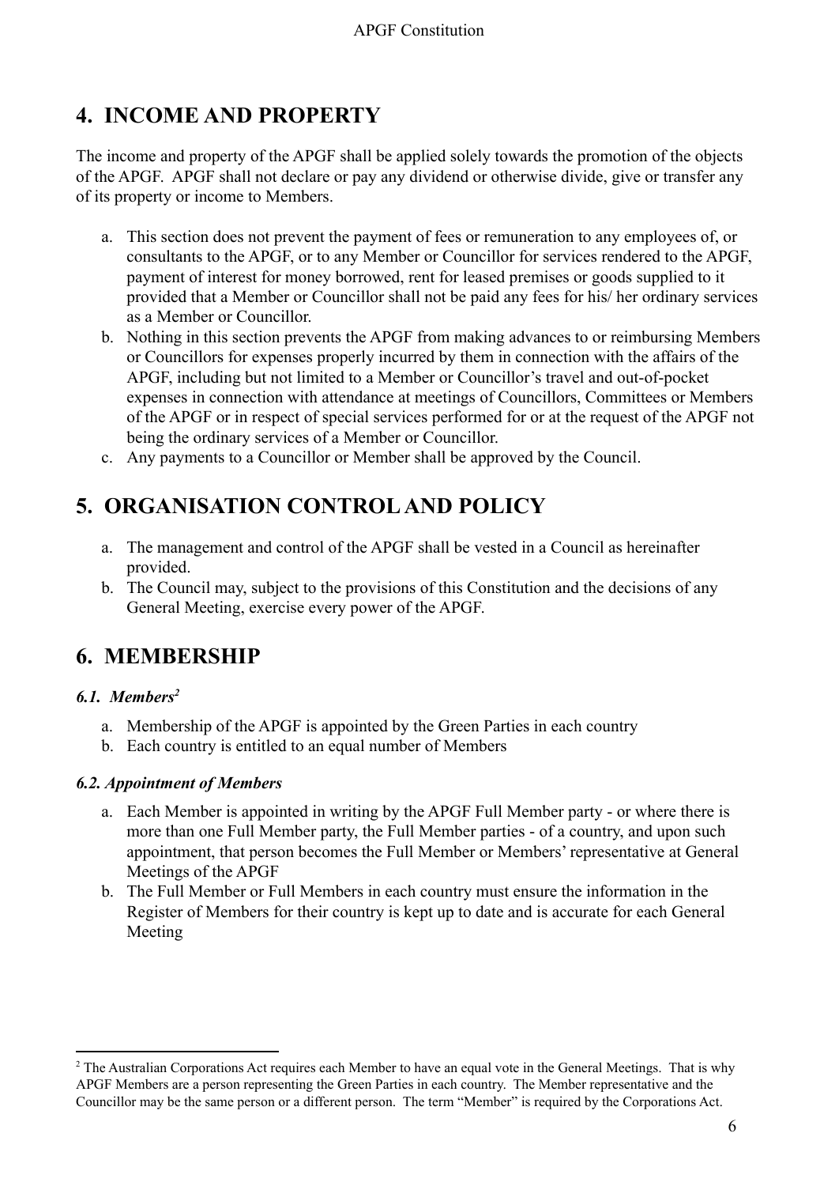## 4. INCOME AND PROPERTY

The income and property of the APGF shall be applied solely towards the promotion of the objects of the APGF. APGF shall not declare or pay any dividend or otherwise divide, give or transfer any of its property or income to Members.

a. This section does not prevent the payment of fees or remuneration to any employees of, or consultants to the APGF, or to any Member or Councillor for services rendered to the APGF, payment of interest for money borrowed, rent for leased premises or goods supplied to it provided that a Member or Councillor shall not be paid any fees for his/ her ordinary services as a Member or Councillor.
b. Nothing in this section prevents the APGF from making advances to or reimbursing Members or Councillors for expenses properly incurred by them in connection with the affairs of the APGF, including but not limited to a Member or Councillor's travel and out-of-pocket expenses in connection with attendance at meetings of Councillors, Committees or Members of the APGF or in respect of special services performed for or at the request of the APGF not being the ordinary services of a Member or Councillor.
c. Any payments to a Councillor or Member shall be approved by the Council.

## 5. ORGANISATION CONTROL AND POLICY

a. The management and control of the APGF shall be vested in a Council as hereinafter provided.
b. The Council may, subject to the provisions of this Constitution and the decisions of any General Meeting, exercise every power of the APGF.

## 6. MEMBERSHIP

### *6.1. Members*[2]

a. Membership of the APGF is appointed by the Green Parties in each country
b. Each country is entitled to an equal number of Members

### *6.2. Appointment of Members*

a. Each Member is appointed in writing by the APGF Full Member party - or where there is more than one Full Member party, the Full Member parties - of a country, and upon such appointment, that person becomes the Full Member or Members' representative at General Meetings of the APGF
b. The Full Member or Full Members in each country must ensure the information in the Register of Members for their country is kept up to date and is accurate for each General Meeting

---

[2] The Australian Corporations Act requires each Member to have an equal vote in the General Meetings. That is why APGF Members are a person representing the Green Parties in each country. The Member representative and the Councillor may be the same person or a different person. The term "Member" is required by the Corporations Act.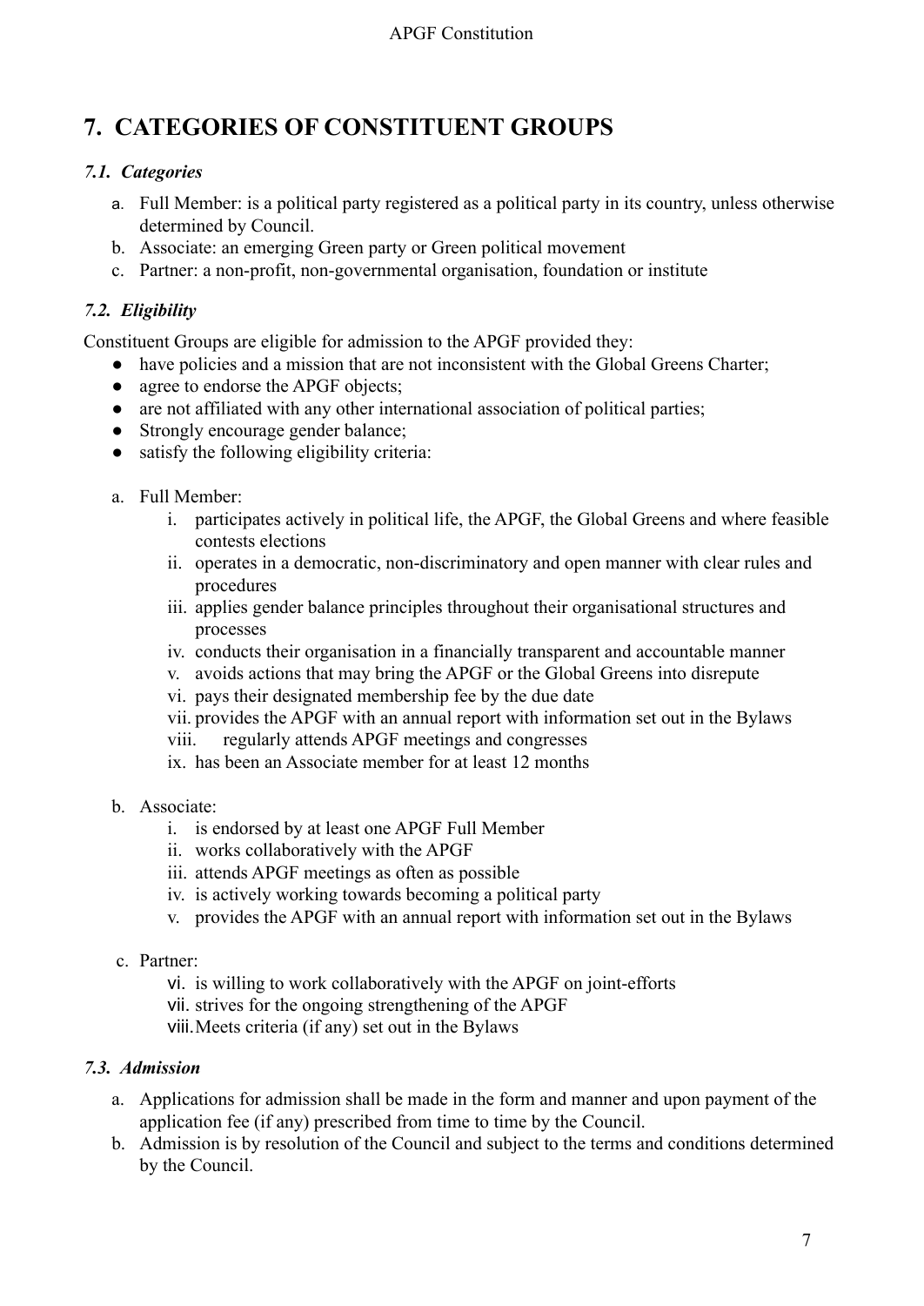# 7. CATEGORIES OF CONSTITUENT GROUPS

### *7.1. Categories*

a. Full Member: is a political party registered as a political party in its country, unless otherwise determined by Council.
b. Associate: an emerging Green party or Green political movement
c. Partner: a non-profit, non-governmental organisation, foundation or institute

### *7.2. Eligibility*

Constituent Groups are eligible for admission to the APGF provided they:

- have policies and a mission that are not inconsistent with the Global Greens Charter;
- agree to endorse the APGF objects;
- are not affiliated with any other international association of political parties;
- Strongly encourage gender balance;
- satisfy the following eligibility criteria:

a. Full Member:
    i. participates actively in political life, the APGF, the Global Greens and where feasible contests elections
    ii. operates in a democratic, non-discriminatory and open manner with clear rules and procedures
    iii. applies gender balance principles throughout their organisational structures and processes
    iv. conducts their organisation in a financially transparent and accountable manner
    v. avoids actions that may bring the APGF or the Global Greens into disrepute
    vi. pays their designated membership fee by the due date
    vii. provides the APGF with an annual report with information set out in the Bylaws
    viii. regularly attends APGF meetings and congresses
    ix. has been an Associate member for at least 12 months

b. Associate:
    i. is endorsed by at least one APGF Full Member
    ii. works collaboratively with the APGF
    iii. attends APGF meetings as often as possible
    iv. is actively working towards becoming a political party
    v. provides the APGF with an annual report with information set out in the Bylaws

c. Partner:
    vi. is willing to work collaboratively with the APGF on joint-efforts
    vii. strives for the ongoing strengthening of the APGF
    viii. Meets criteria (if any) set out in the Bylaws

### *7.3. Admission*

a. Applications for admission shall be made in the form and manner and upon payment of the application fee (if any) prescribed from time to time by the Council.
b. Admission is by resolution of the Council and subject to the terms and conditions determined by the Council.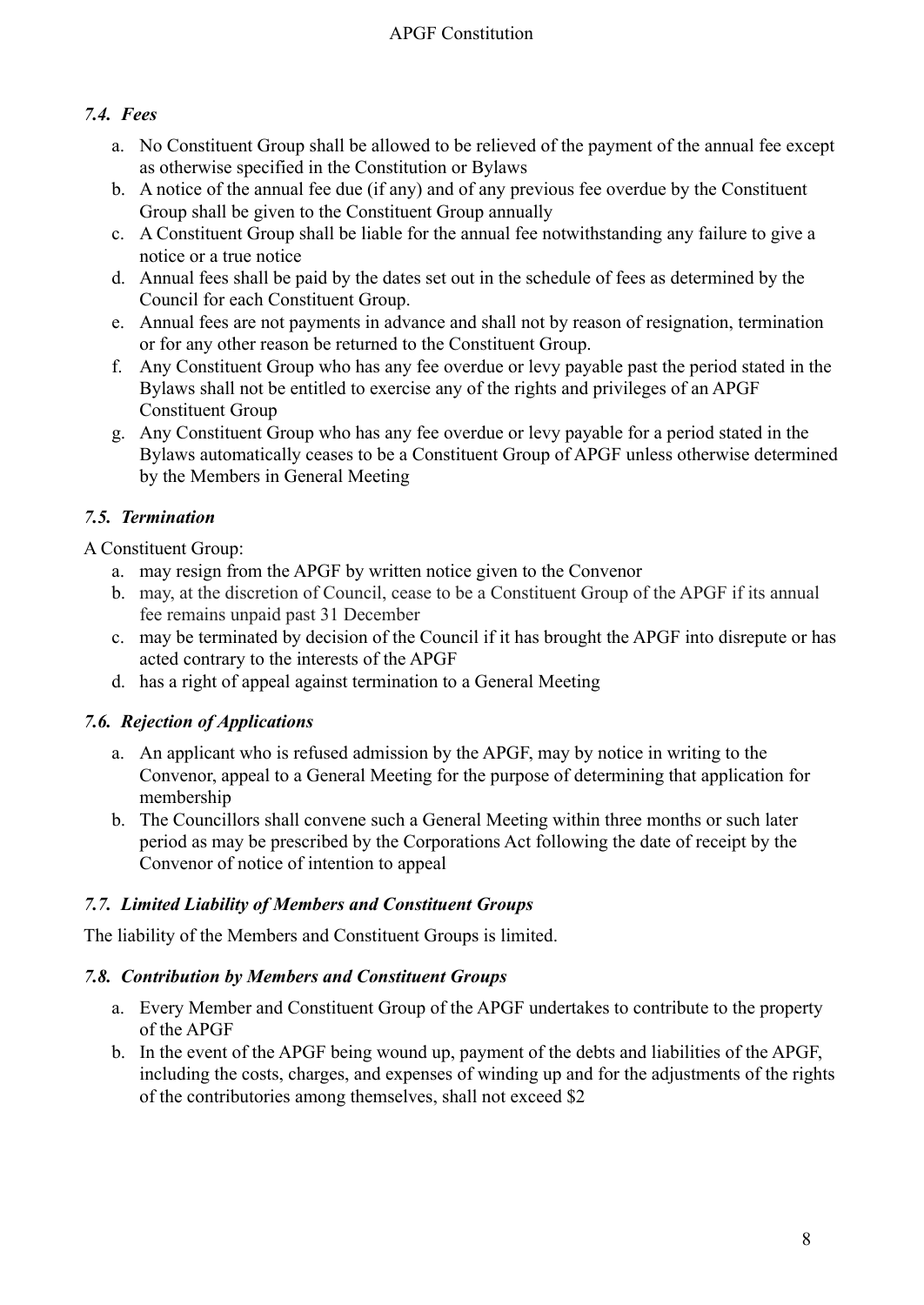### *7.4. Fees*

a. No Constituent Group shall be allowed to be relieved of the payment of the annual fee except as otherwise specified in the Constitution or Bylaws
b. A notice of the annual fee due (if any) and of any previous fee overdue by the Constituent Group shall be given to the Constituent Group annually
c. A Constituent Group shall be liable for the annual fee notwithstanding any failure to give a notice or a true notice
d. Annual fees shall be paid by the dates set out in the schedule of fees as determined by the Council for each Constituent Group.
e. Annual fees are not payments in advance and shall not by reason of resignation, termination or for any other reason be returned to the Constituent Group.
f. Any Constituent Group who has any fee overdue or levy payable past the period stated in the Bylaws shall not be entitled to exercise any of the rights and privileges of an APGF Constituent Group
g. Any Constituent Group who has any fee overdue or levy payable for a period stated in the Bylaws automatically ceases to be a Constituent Group of APGF unless otherwise determined by the Members in General Meeting

### *7.5. Termination*

A Constituent Group:

a. may resign from the APGF by written notice given to the Convenor
b. may, at the discretion of Council, cease to be a Constituent Group of the APGF if its annual fee remains unpaid past 31 December
c. may be terminated by decision of the Council if it has brought the APGF into disrepute or has acted contrary to the interests of the APGF
d. has a right of appeal against termination to a General Meeting

### *7.6. Rejection of Applications*

a. An applicant who is refused admission by the APGF, may by notice in writing to the Convenor, appeal to a General Meeting for the purpose of determining that application for membership
b. The Councillors shall convene such a General Meeting within three months or such later period as may be prescribed by the Corporations Act following the date of receipt by the Convenor of notice of intention to appeal

### *7.7. Limited Liability of Members and Constituent Groups*

The liability of the Members and Constituent Groups is limited.

### *7.8. Contribution by Members and Constituent Groups*

a. Every Member and Constituent Group of the APGF undertakes to contribute to the property of the APGF
b. In the event of the APGF being wound up, payment of the debts and liabilities of the APGF, including the costs, charges, and expenses of winding up and for the adjustments of the rights of the contributories among themselves, shall not exceed $2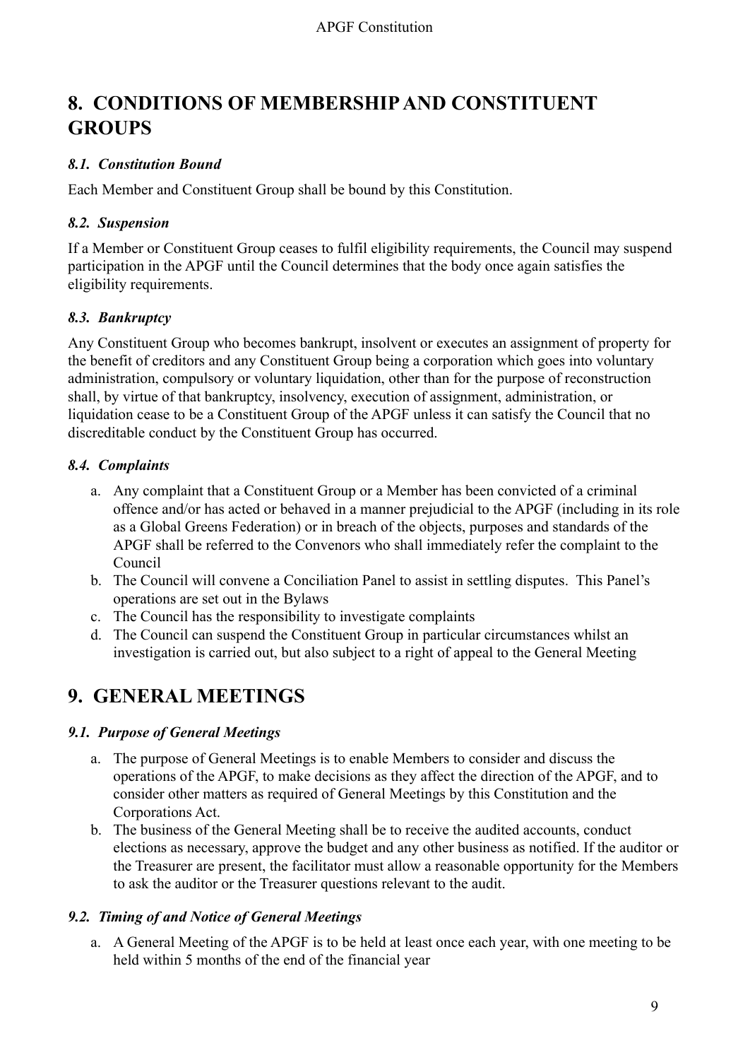# 8. CONDITIONS OF MEMBERSHIP AND CONSTITUENT GROUPS

### *8.1. Constitution Bound*

Each Member and Constituent Group shall be bound by this Constitution.

### *8.2. Suspension*

If a Member or Constituent Group ceases to fulfil eligibility requirements, the Council may suspend participation in the APGF until the Council determines that the body once again satisfies the eligibility requirements.

### *8.3. Bankruptcy*

Any Constituent Group who becomes bankrupt, insolvent or executes an assignment of property for the benefit of creditors and any Constituent Group being a corporation which goes into voluntary administration, compulsory or voluntary liquidation, other than for the purpose of reconstruction shall, by virtue of that bankruptcy, insolvency, execution of assignment, administration, or liquidation cease to be a Constituent Group of the APGF unless it can satisfy the Council that no discreditable conduct by the Constituent Group has occurred.

### *8.4. Complaints*

a. Any complaint that a Constituent Group or a Member has been convicted of a criminal offence and/or has acted or behaved in a manner prejudicial to the APGF (including in its role as a Global Greens Federation) or in breach of the objects, purposes and standards of the APGF shall be referred to the Convenors who shall immediately refer the complaint to the Council
b. The Council will convene a Conciliation Panel to assist in settling disputes. This Panel's operations are set out in the Bylaws
c. The Council has the responsibility to investigate complaints
d. The Council can suspend the Constituent Group in particular circumstances whilst an investigation is carried out, but also subject to a right of appeal to the General Meeting

# 9. GENERAL MEETINGS

### *9.1. Purpose of General Meetings*

a. The purpose of General Meetings is to enable Members to consider and discuss the operations of the APGF, to make decisions as they affect the direction of the APGF, and to consider other matters as required of General Meetings by this Constitution and the Corporations Act.
b. The business of the General Meeting shall be to receive the audited accounts, conduct elections as necessary, approve the budget and any other business as notified. If the auditor or the Treasurer are present, the facilitator must allow a reasonable opportunity for the Members to ask the auditor or the Treasurer questions relevant to the audit.

### *9.2. Timing of and Notice of General Meetings*

a. A General Meeting of the APGF is to be held at least once each year, with one meeting to be held within 5 months of the end of the financial year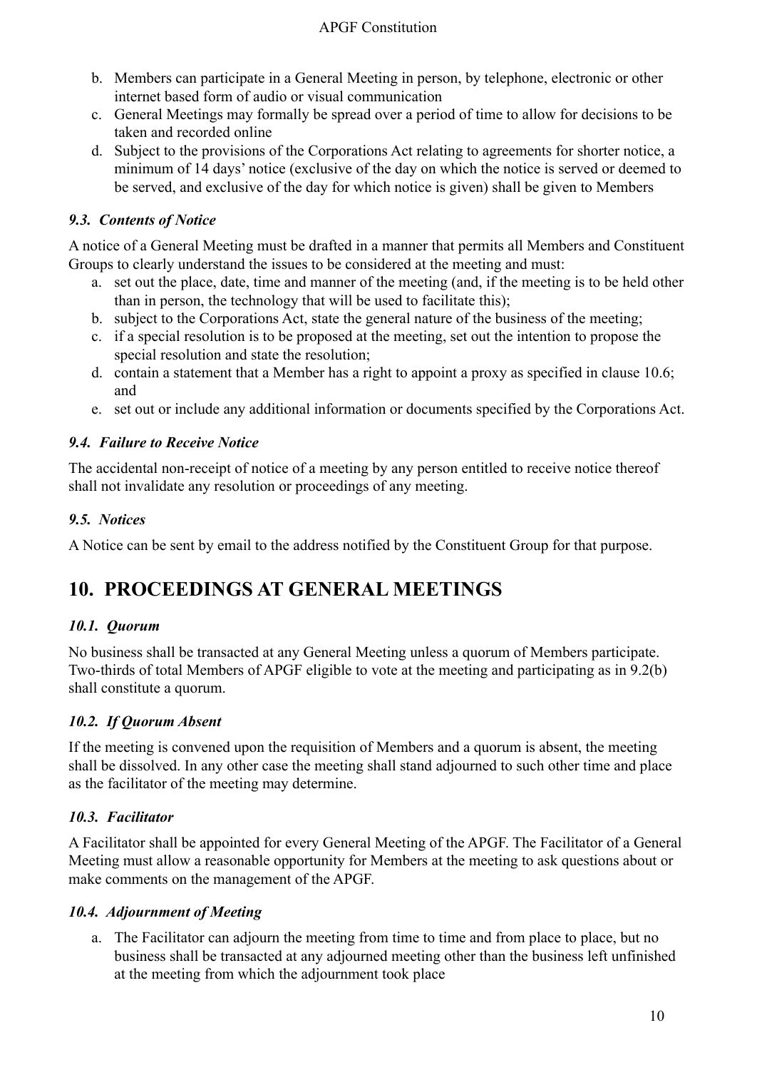b. Members can participate in a General Meeting in person, by telephone, electronic or other internet based form of audio or visual communication
c. General Meetings may formally be spread over a period of time to allow for decisions to be taken and recorded online
d. Subject to the provisions of the Corporations Act relating to agreements for shorter notice, a minimum of 14 days' notice (exclusive of the day on which the notice is served or deemed to be served, and exclusive of the day for which notice is given) shall be given to Members

### *9.3. Contents of Notice*

A notice of a General Meeting must be drafted in a manner that permits all Members and Constituent Groups to clearly understand the issues to be considered at the meeting and must:

a. set out the place, date, time and manner of the meeting (and, if the meeting is to be held other than in person, the technology that will be used to facilitate this);
b. subject to the Corporations Act, state the general nature of the business of the meeting;
c. if a special resolution is to be proposed at the meeting, set out the intention to propose the special resolution and state the resolution;
d. contain a statement that a Member has a right to appoint a proxy as specified in clause 10.6; and
e. set out or include any additional information or documents specified by the Corporations Act.

### *9.4. Failure to Receive Notice*

The accidental non-receipt of notice of a meeting by any person entitled to receive notice thereof shall not invalidate any resolution or proceedings of any meeting.

### *9.5. Notices*

A Notice can be sent by email to the address notified by the Constituent Group for that purpose.

## 10. PROCEEDINGS AT GENERAL MEETINGS

### *10.1. Quorum*

No business shall be transacted at any General Meeting unless a quorum of Members participate. Two-thirds of total Members of APGF eligible to vote at the meeting and participating as in 9.2(b) shall constitute a quorum.

### *10.2. If Quorum Absent*

If the meeting is convened upon the requisition of Members and a quorum is absent, the meeting shall be dissolved. In any other case the meeting shall stand adjourned to such other time and place as the facilitator of the meeting may determine.

### *10.3. Facilitator*

A Facilitator shall be appointed for every General Meeting of the APGF. The Facilitator of a General Meeting must allow a reasonable opportunity for Members at the meeting to ask questions about or make comments on the management of the APGF.

### *10.4. Adjournment of Meeting*

a. The Facilitator can adjourn the meeting from time to time and from place to place, but no business shall be transacted at any adjourned meeting other than the business left unfinished at the meeting from which the adjournment took place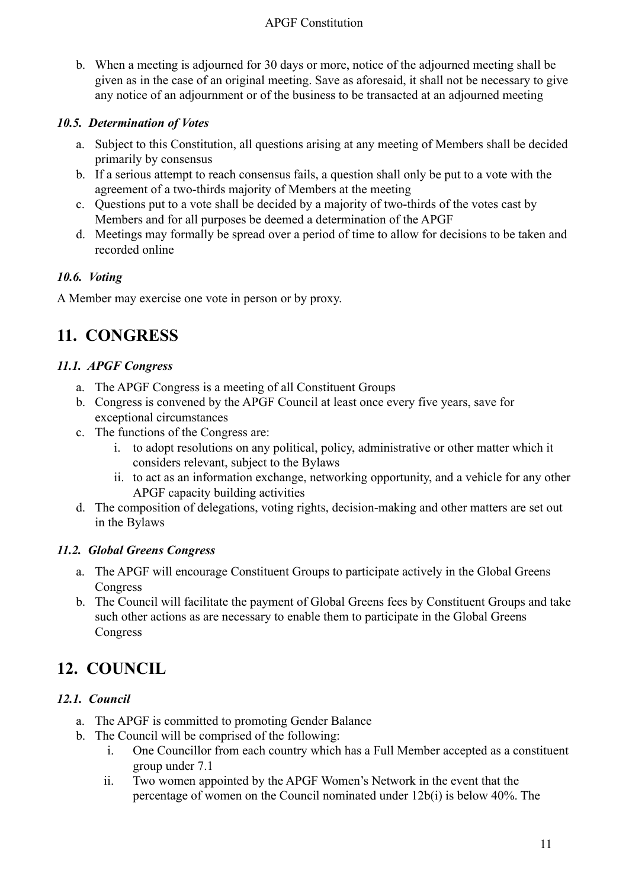b. When a meeting is adjourned for 30 days or more, notice of the adjourned meeting shall be given as in the case of an original meeting. Save as aforesaid, it shall not be necessary to give any notice of an adjournment or of the business to be transacted at an adjourned meeting

### *10.5. Determination of Votes*

a. Subject to this Constitution, all questions arising at any meeting of Members shall be decided primarily by consensus
b. If a serious attempt to reach consensus fails, a question shall only be put to a vote with the agreement of a two-thirds majority of Members at the meeting
c. Questions put to a vote shall be decided by a majority of two-thirds of the votes cast by Members and for all purposes be deemed a determination of the APGF
d. Meetings may formally be spread over a period of time to allow for decisions to be taken and recorded online

### *10.6. Voting*

A Member may exercise one vote in person or by proxy.

## 11. CONGRESS

### *11.1. APGF Congress*

a. The APGF Congress is a meeting of all Constituent Groups
b. Congress is convened by the APGF Council at least once every five years, save for exceptional circumstances
c. The functions of the Congress are:
    i. to adopt resolutions on any political, policy, administrative or other matter which it considers relevant, subject to the Bylaws
    ii. to act as an information exchange, networking opportunity, and a vehicle for any other APGF capacity building activities
d. The composition of delegations, voting rights, decision-making and other matters are set out in the Bylaws

### *11.2. Global Greens Congress*

a. The APGF will encourage Constituent Groups to participate actively in the Global Greens Congress
b. The Council will facilitate the payment of Global Greens fees by Constituent Groups and take such other actions as are necessary to enable them to participate in the Global Greens Congress

## 12. COUNCIL

### *12.1. Council*

a. The APGF is committed to promoting Gender Balance
b. The Council will be comprised of the following:
    i. One Councillor from each country which has a Full Member accepted as a constituent group under 7.1
    ii. Two women appointed by the APGF Women's Network in the event that the percentage of women on the Council nominated under 12b(i) is below 40%. The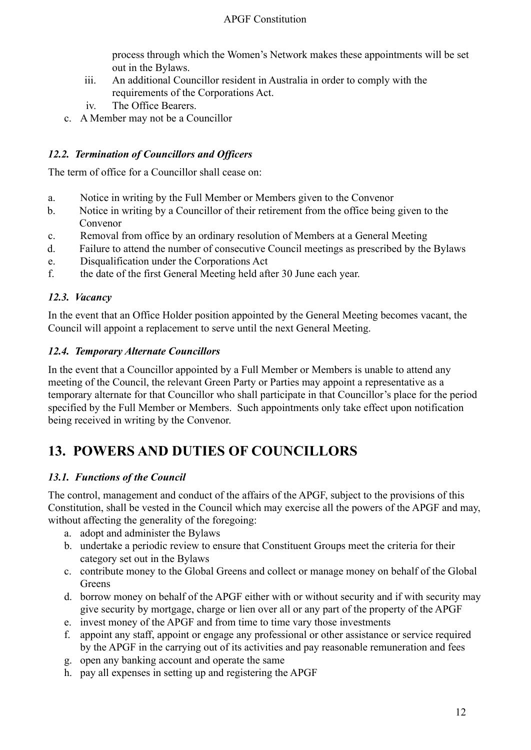process through which the Women's Network makes these appointments will be set out in the Bylaws.

   iii. An additional Councillor resident in Australia in order to comply with the requirements of the Corporations Act.
   iv. The Office Bearers.

c. A Member may not be a Councillor

### *12.2. Termination of Councillors and Officers*

The term of office for a Councillor shall cease on:

a. Notice in writing by the Full Member or Members given to the Convenor
b. Notice in writing by a Councillor of their retirement from the office being given to the Convenor
c. Removal from office by an ordinary resolution of Members at a General Meeting
d. Failure to attend the number of consecutive Council meetings as prescribed by the Bylaws
e. Disqualification under the Corporations Act
f. the date of the first General Meeting held after 30 June each year.

### *12.3. Vacancy*

In the event that an Office Holder position appointed by the General Meeting becomes vacant, the Council will appoint a replacement to serve until the next General Meeting.

### *12.4. Temporary Alternate Councillors*

In the event that a Councillor appointed by a Full Member or Members is unable to attend any meeting of the Council, the relevant Green Party or Parties may appoint a representative as a temporary alternate for that Councillor who shall participate in that Councillor's place for the period specified by the Full Member or Members. Such appointments only take effect upon notification being received in writing by the Convenor.

## 13. POWERS AND DUTIES OF COUNCILLORS

### *13.1. Functions of the Council*

The control, management and conduct of the affairs of the APGF, subject to the provisions of this Constitution, shall be vested in the Council which may exercise all the powers of the APGF and may, without affecting the generality of the foregoing:

a. adopt and administer the Bylaws
b. undertake a periodic review to ensure that Constituent Groups meet the criteria for their category set out in the Bylaws
c. contribute money to the Global Greens and collect or manage money on behalf of the Global Greens
d. borrow money on behalf of the APGF either with or without security and if with security may give security by mortgage, charge or lien over all or any part of the property of the APGF
e. invest money of the APGF and from time to time vary those investments
f. appoint any staff, appoint or engage any professional or other assistance or service required by the APGF in the carrying out of its activities and pay reasonable remuneration and fees
g. open any banking account and operate the same
h. pay all expenses in setting up and registering the APGF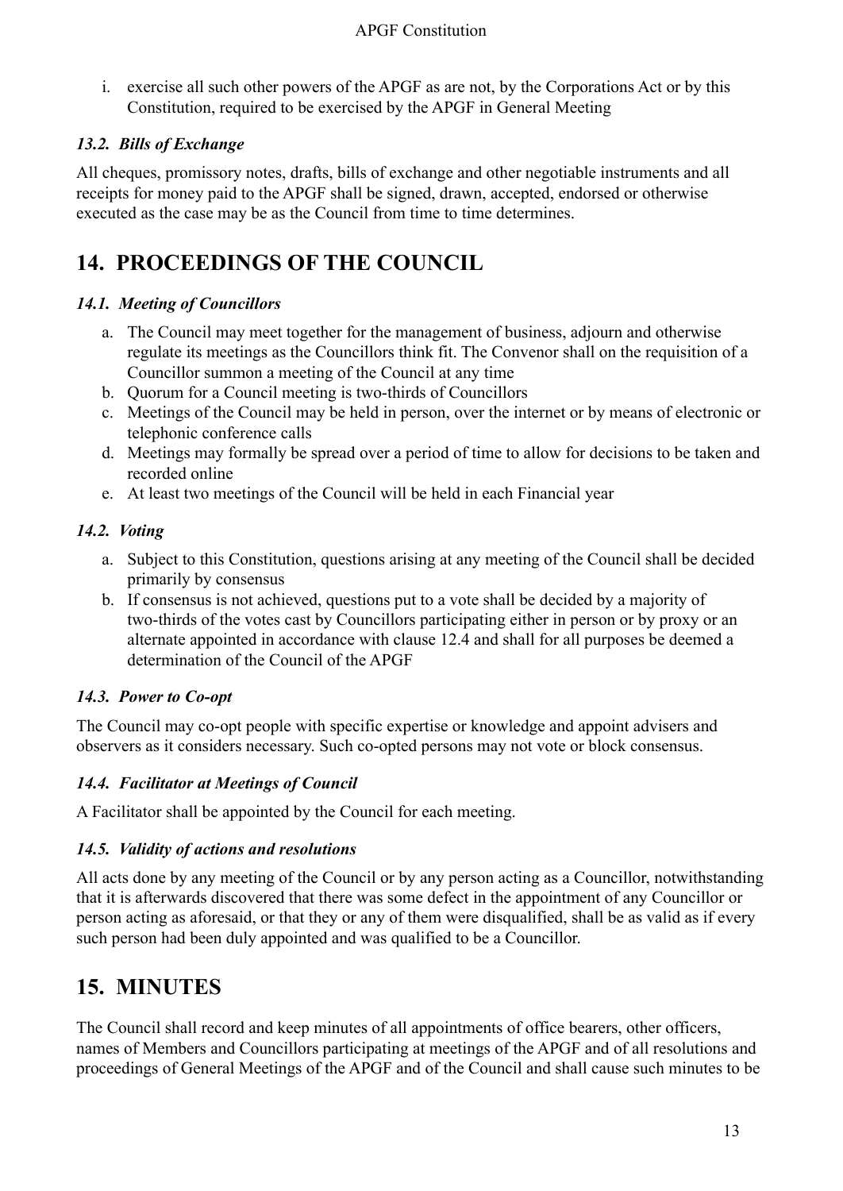i. exercise all such other powers of the APGF as are not, by the Corporations Act or by this Constitution, required to be exercised by the APGF in General Meeting

### *13.2. Bills of Exchange*

All cheques, promissory notes, drafts, bills of exchange and other negotiable instruments and all receipts for money paid to the APGF shall be signed, drawn, accepted, endorsed or otherwise executed as the case may be as the Council from time to time determines.

## 14. PROCEEDINGS OF THE COUNCIL

### *14.1. Meeting of Councillors*

a. The Council may meet together for the management of business, adjourn and otherwise regulate its meetings as the Councillors think fit. The Convenor shall on the requisition of a Councillor summon a meeting of the Council at any time
b. Quorum for a Council meeting is two-thirds of Councillors
c. Meetings of the Council may be held in person, over the internet or by means of electronic or telephonic conference calls
d. Meetings may formally be spread over a period of time to allow for decisions to be taken and recorded online
e. At least two meetings of the Council will be held in each Financial year

### *14.2. Voting*

a. Subject to this Constitution, questions arising at any meeting of the Council shall be decided primarily by consensus
b. If consensus is not achieved, questions put to a vote shall be decided by a majority of two-thirds of the votes cast by Councillors participating either in person or by proxy or an alternate appointed in accordance with clause 12.4 and shall for all purposes be deemed a determination of the Council of the APGF

### *14.3. Power to Co-opt*

The Council may co-opt people with specific expertise or knowledge and appoint advisers and observers as it considers necessary. Such co-opted persons may not vote or block consensus.

### *14.4. Facilitator at Meetings of Council*

A Facilitator shall be appointed by the Council for each meeting.

### *14.5. Validity of actions and resolutions*

All acts done by any meeting of the Council or by any person acting as a Councillor, notwithstanding that it is afterwards discovered that there was some defect in the appointment of any Councillor or person acting as aforesaid, or that they or any of them were disqualified, shall be as valid as if every such person had been duly appointed and was qualified to be a Councillor.

## 15. MINUTES

The Council shall record and keep minutes of all appointments of office bearers, other officers, names of Members and Councillors participating at meetings of the APGF and of all resolutions and proceedings of General Meetings of the APGF and of the Council and shall cause such minutes to be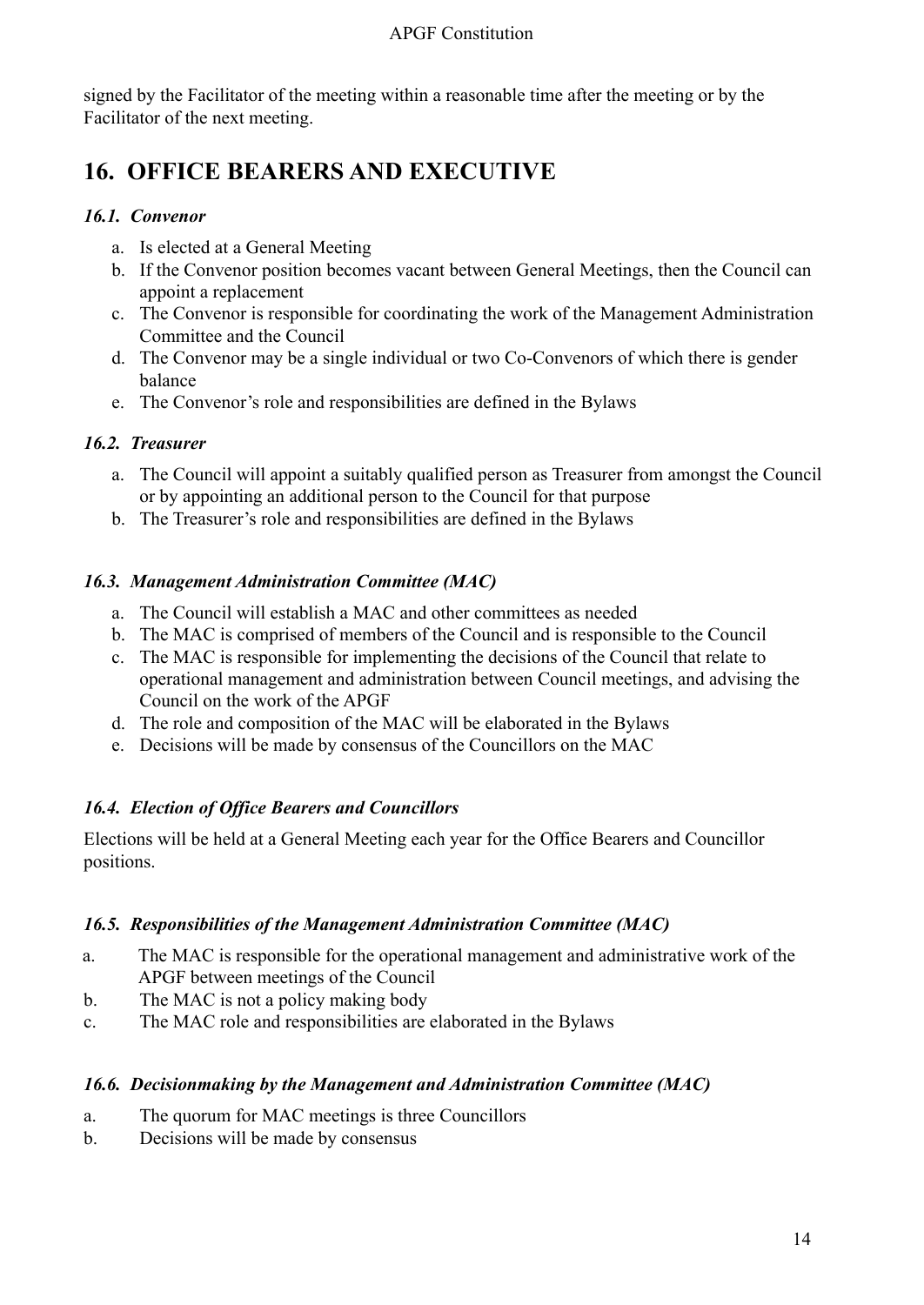signed by the Facilitator of the meeting within a reasonable time after the meeting or by the Facilitator of the next meeting.

## 16. OFFICE BEARERS AND EXECUTIVE

### *16.1. Convenor*

a. Is elected at a General Meeting
b. If the Convenor position becomes vacant between General Meetings, then the Council can appoint a replacement
c. The Convenor is responsible for coordinating the work of the Management Administration Committee and the Council
d. The Convenor may be a single individual or two Co-Convenors of which there is gender balance
e. The Convenor's role and responsibilities are defined in the Bylaws

### *16.2. Treasurer*

a. The Council will appoint a suitably qualified person as Treasurer from amongst the Council or by appointing an additional person to the Council for that purpose
b. The Treasurer's role and responsibilities are defined in the Bylaws

### *16.3. Management Administration Committee (MAC)*

a. The Council will establish a MAC and other committees as needed
b. The MAC is comprised of members of the Council and is responsible to the Council
c. The MAC is responsible for implementing the decisions of the Council that relate to operational management and administration between Council meetings, and advising the Council on the work of the APGF
d. The role and composition of the MAC will be elaborated in the Bylaws
e. Decisions will be made by consensus of the Councillors on the MAC

### *16.4. Election of Office Bearers and Councillors*

Elections will be held at a General Meeting each year for the Office Bearers and Councillor positions.

### *16.5. Responsibilities of the Management Administration Committee (MAC)*

a. The MAC is responsible for the operational management and administrative work of the APGF between meetings of the Council
b. The MAC is not a policy making body
c. The MAC role and responsibilities are elaborated in the Bylaws

### *16.6. Decisionmaking by the Management and Administration Committee (MAC)*

a. The quorum for MAC meetings is three Councillors
b. Decisions will be made by consensus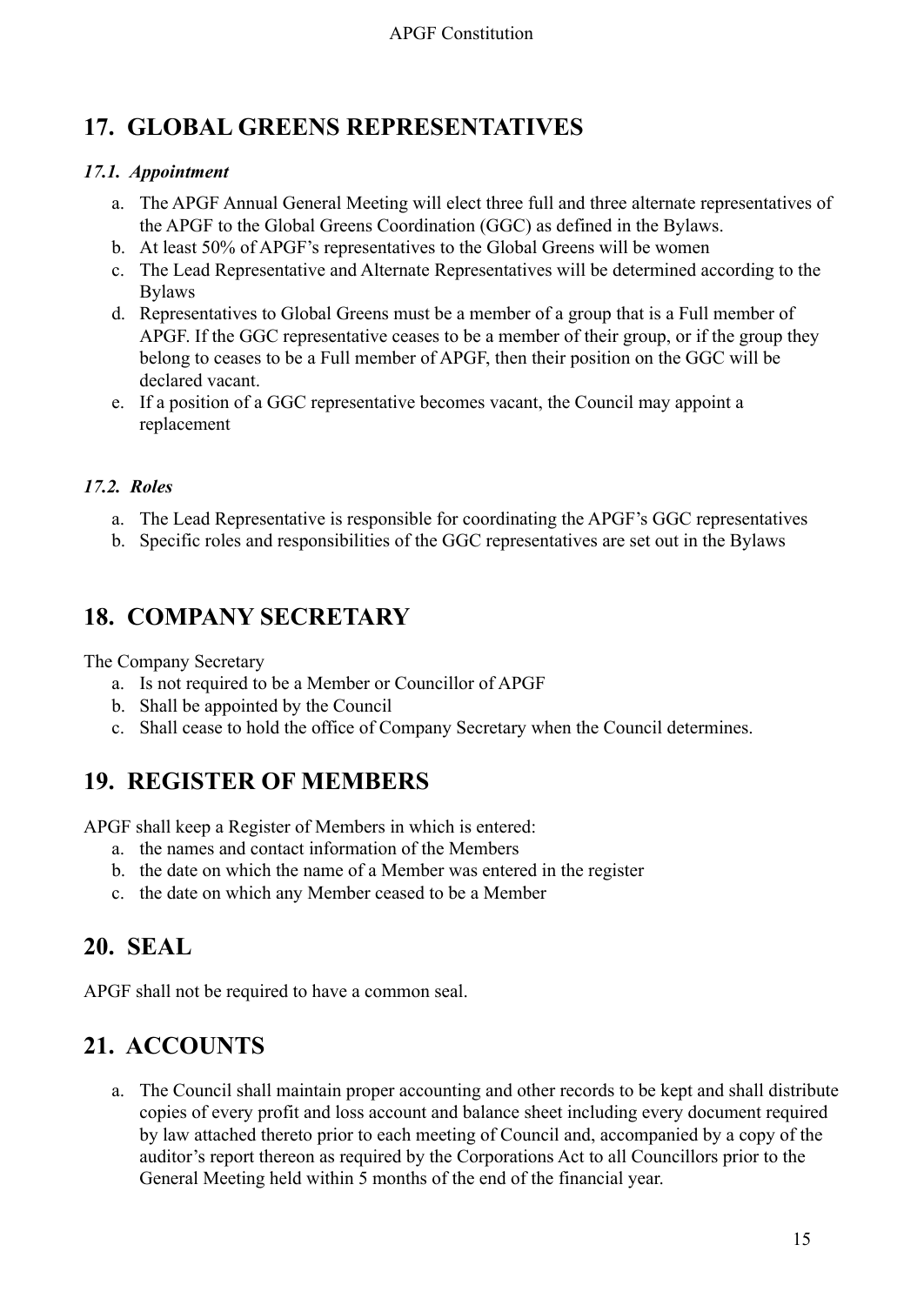## 17. GLOBAL GREENS REPRESENTATIVES

### *17.1. Appointment*

a. The APGF Annual General Meeting will elect three full and three alternate representatives of the APGF to the Global Greens Coordination (GGC) as defined in the Bylaws.
b. At least 50% of APGF's representatives to the Global Greens will be women
c. The Lead Representative and Alternate Representatives will be determined according to the Bylaws
d. Representatives to Global Greens must be a member of a group that is a Full member of APGF. If the GGC representative ceases to be a member of their group, or if the group they belong to ceases to be a Full member of APGF, then their position on the GGC will be declared vacant.
e. If a position of a GGC representative becomes vacant, the Council may appoint a replacement

### *17.2. Roles*

a. The Lead Representative is responsible for coordinating the APGF's GGC representatives
b. Specific roles and responsibilities of the GGC representatives are set out in the Bylaws

## 18. COMPANY SECRETARY

The Company Secretary

a. Is not required to be a Member or Councillor of APGF
b. Shall be appointed by the Council
c. Shall cease to hold the office of Company Secretary when the Council determines.

## 19. REGISTER OF MEMBERS

APGF shall keep a Register of Members in which is entered:

a. the names and contact information of the Members
b. the date on which the name of a Member was entered in the register
c. the date on which any Member ceased to be a Member

## 20. SEAL

APGF shall not be required to have a common seal.

## 21. ACCOUNTS

a. The Council shall maintain proper accounting and other records to be kept and shall distribute copies of every profit and loss account and balance sheet including every document required by law attached thereto prior to each meeting of Council and, accompanied by a copy of the auditor's report thereon as required by the Corporations Act to all Councillors prior to the General Meeting held within 5 months of the end of the financial year.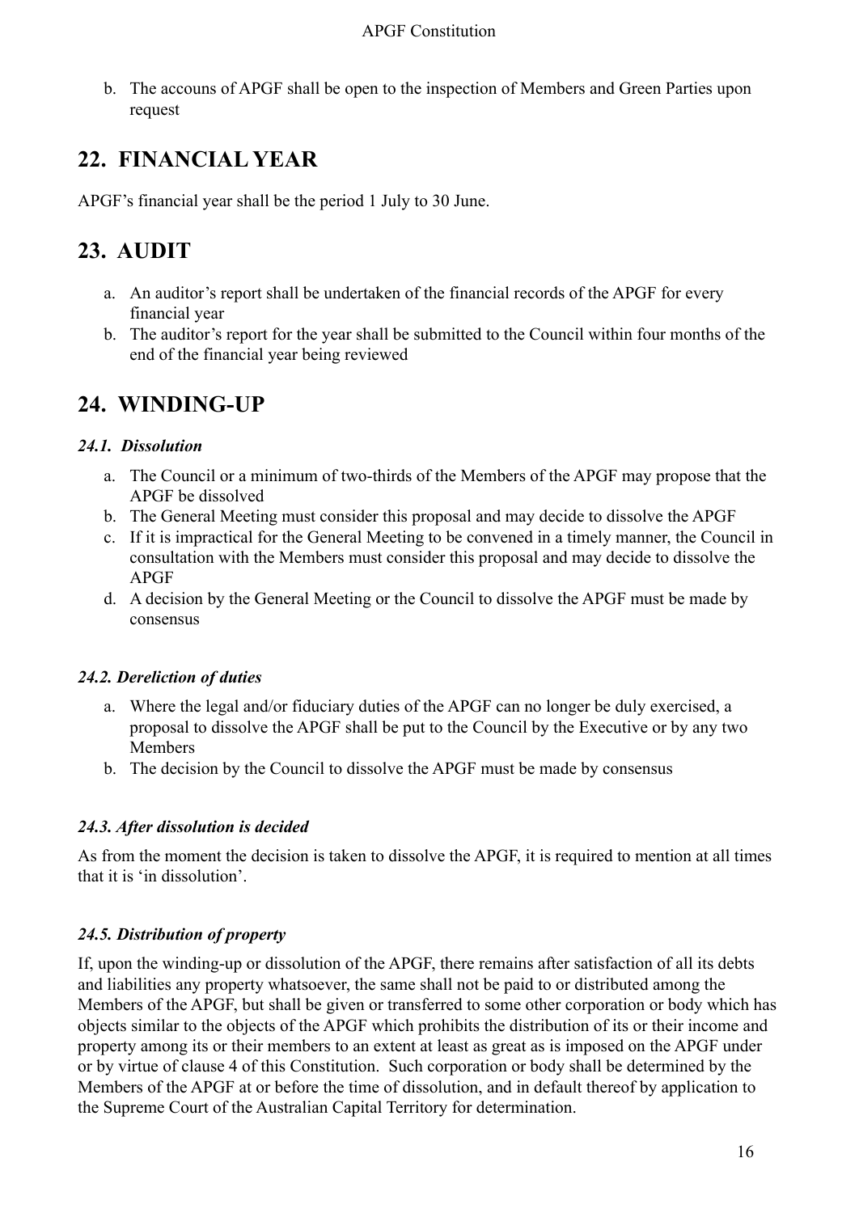b. The accouns of APGF shall be open to the inspection of Members and Green Parties upon request

## 22. FINANCIAL YEAR

APGF's financial year shall be the period 1 July to 30 June.

## 23. AUDIT

a. An auditor's report shall be undertaken of the financial records of the APGF for every financial year
b. The auditor's report for the year shall be submitted to the Council within four months of the end of the financial year being reviewed

## 24. WINDING-UP

### *24.1. Dissolution*

a. The Council or a minimum of two-thirds of the Members of the APGF may propose that the APGF be dissolved
b. The General Meeting must consider this proposal and may decide to dissolve the APGF
c. If it is impractical for the General Meeting to be convened in a timely manner, the Council in consultation with the Members must consider this proposal and may decide to dissolve the APGF
d. A decision by the General Meeting or the Council to dissolve the APGF must be made by consensus

### *24.2. Dereliction of duties*

a. Where the legal and/or fiduciary duties of the APGF can no longer be duly exercised, a proposal to dissolve the APGF shall be put to the Council by the Executive or by any two Members
b. The decision by the Council to dissolve the APGF must be made by consensus

### *24.3. After dissolution is decided*

As from the moment the decision is taken to dissolve the APGF, it is required to mention at all times that it is 'in dissolution'.

### *24.5. Distribution of property*

If, upon the winding-up or dissolution of the APGF, there remains after satisfaction of all its debts and liabilities any property whatsoever, the same shall not be paid to or distributed among the Members of the APGF, but shall be given or transferred to some other corporation or body which has objects similar to the objects of the APGF which prohibits the distribution of its or their income and property among its or their members to an extent at least as great as is imposed on the APGF under or by virtue of clause 4 of this Constitution. Such corporation or body shall be determined by the Members of the APGF at or before the time of dissolution, and in default thereof by application to the Supreme Court of the Australian Capital Territory for determination.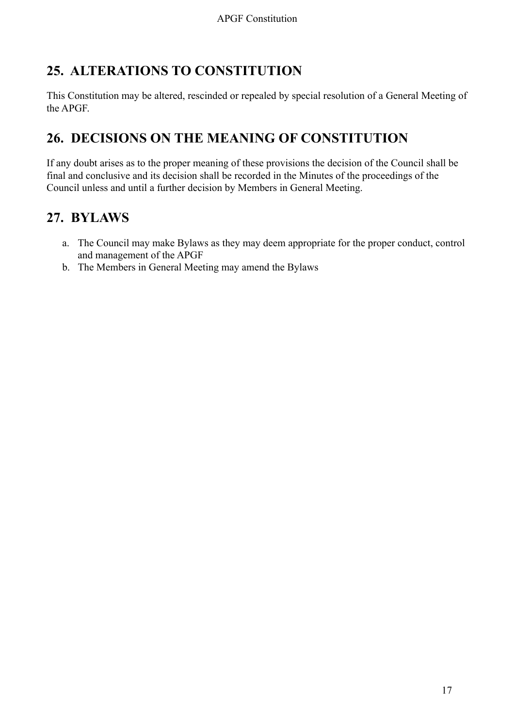## 25. ALTERATIONS TO CONSTITUTION

This Constitution may be altered, rescinded or repealed by special resolution of a General Meeting of the APGF.

## 26. DECISIONS ON THE MEANING OF CONSTITUTION

If any doubt arises as to the proper meaning of these provisions the decision of the Council shall be final and conclusive and its decision shall be recorded in the Minutes of the proceedings of the Council unless and until a further decision by Members in General Meeting.

## 27. BYLAWS

a. The Council may make Bylaws as they may deem appropriate for the proper conduct, control and management of the APGF
b. The Members in General Meeting may amend the Bylaws